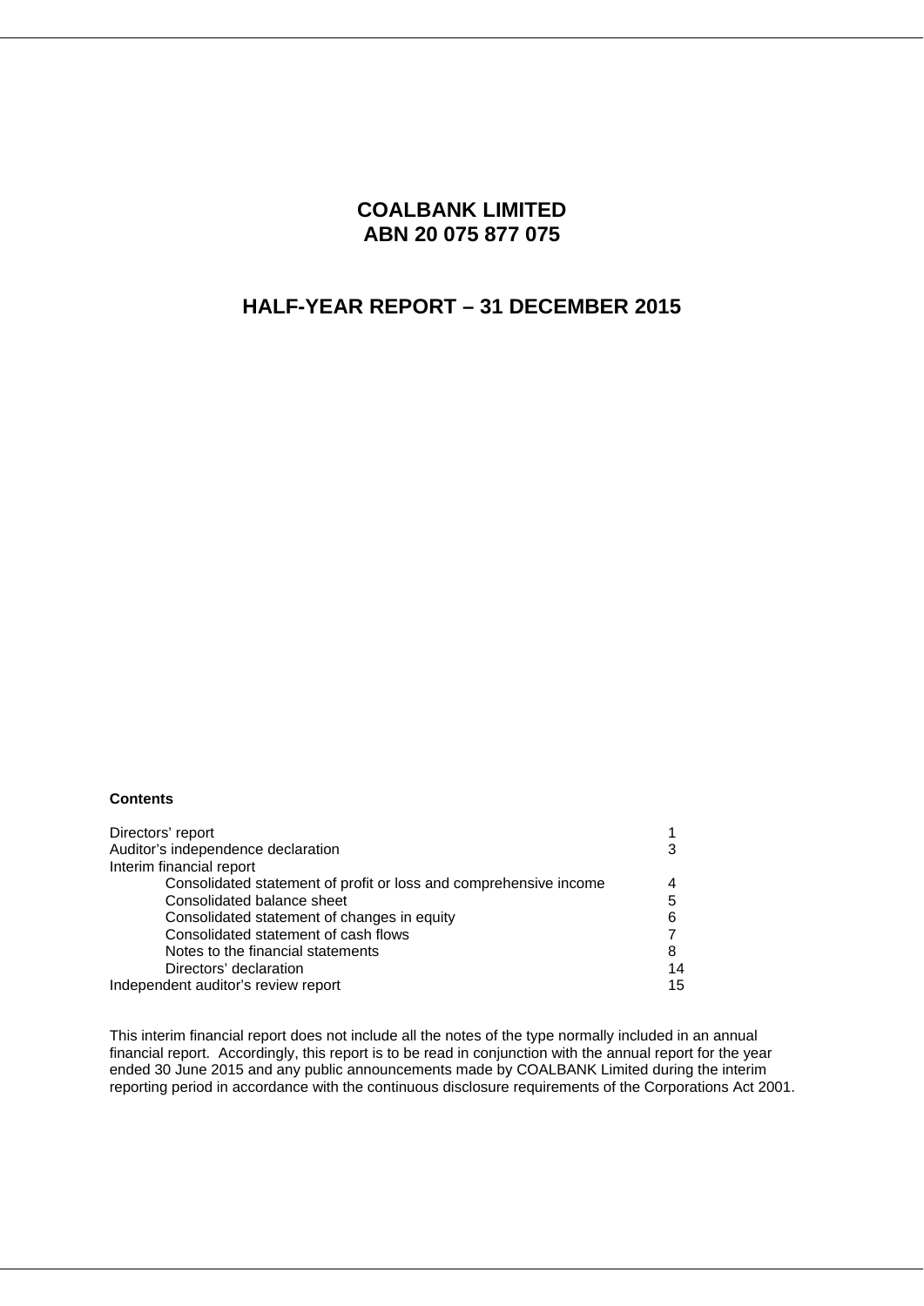# COALBANK LIMITED
# ABN 20 075 877 075

## HALF-YEAR REPORT – 31 DECEMBER 2015

**Contents**

| | |
|---|---|
| Directors' report | 1 |
| Auditor's independence declaration | 3 |
| Interim financial report | |
| Consolidated statement of profit or loss and comprehensive income | 4 |
| Consolidated balance sheet | 5 |
| Consolidated statement of changes in equity | 6 |
| Consolidated statement of cash flows | 7 |
| Notes to the financial statements | 8 |
| Directors' declaration | 14 |
| Independent auditor's review report | 15 |

This interim financial report does not include all the notes of the type normally included in an annual financial report. Accordingly, this report is to be read in conjunction with the annual report for the year ended 30 June 2015 and any public announcements made by COALBANK Limited during the interim reporting period in accordance with the continuous disclosure requirements of the Corporations Act 2001.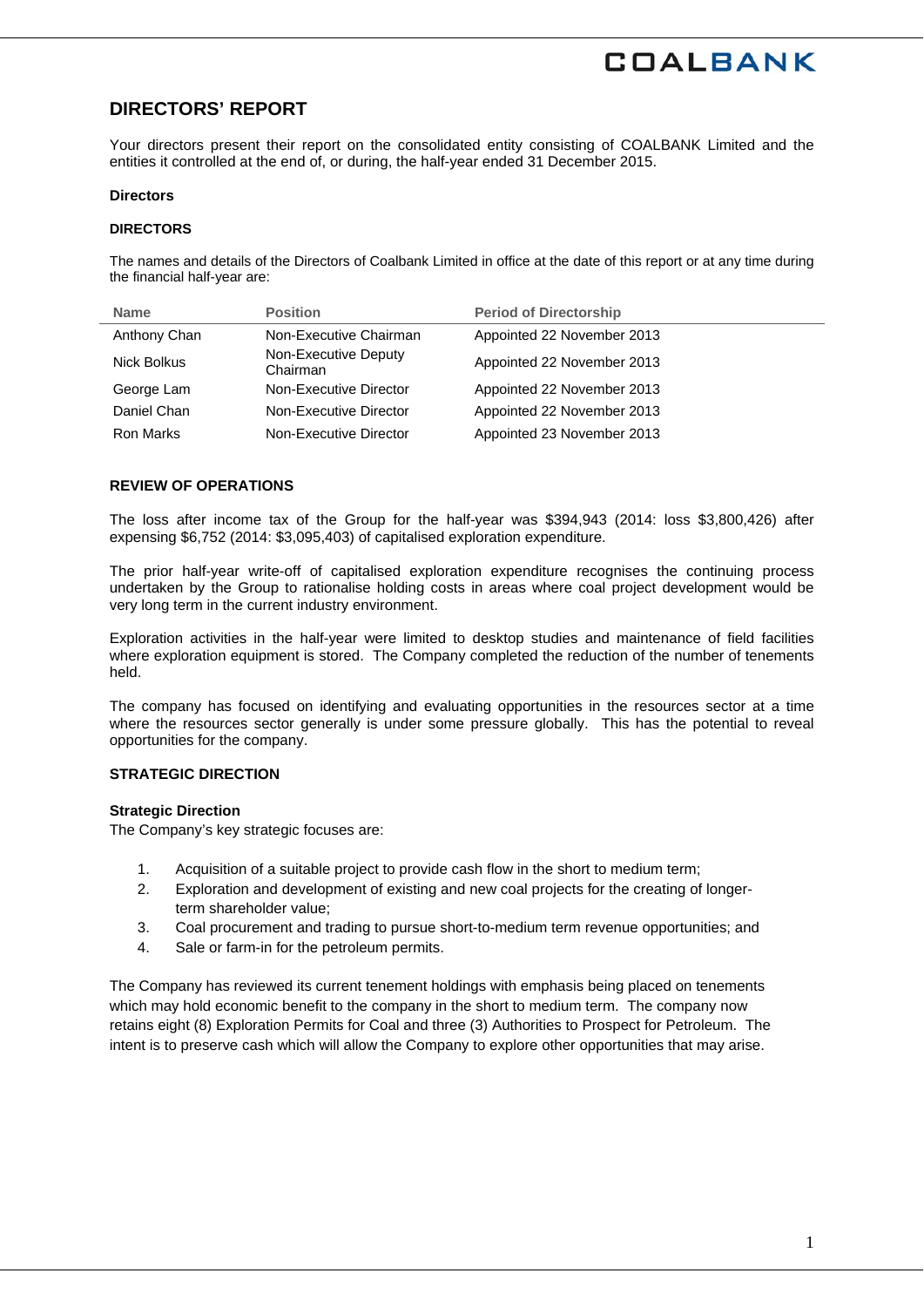# DIRECTORS' REPORT

Your directors present their report on the consolidated entity consisting of COALBANK Limited and the entities it controlled at the end of, or during, the half-year ended 31 December 2015.

**Directors**

**DIRECTORS**

The names and details of the Directors of Coalbank Limited in office at the date of this report or at any time during the financial half-year are:

| Name | Position | Period of Directorship |
|---|---|---|
| Anthony Chan | Non-Executive Chairman | Appointed 22 November 2013 |
| Nick Bolkus | Non-Executive Deputy Chairman | Appointed 22 November 2013 |
| George Lam | Non-Executive Director | Appointed 22 November 2013 |
| Daniel Chan | Non-Executive Director | Appointed 22 November 2013 |
| Ron Marks | Non-Executive Director | Appointed 23 November 2013 |

**REVIEW OF OPERATIONS**

The loss after income tax of the Group for the half-year was $394,943 (2014: loss $3,800,426) after expensing $6,752 (2014: $3,095,403) of capitalised exploration expenditure.

The prior half-year write-off of capitalised exploration expenditure recognises the continuing process undertaken by the Group to rationalise holding costs in areas where coal project development would be very long term in the current industry environment.

Exploration activities in the half-year were limited to desktop studies and maintenance of field facilities where exploration equipment is stored. The Company completed the reduction of the number of tenements held.

The company has focused on identifying and evaluating opportunities in the resources sector at a time where the resources sector generally is under some pressure globally. This has the potential to reveal opportunities for the company.

**STRATEGIC DIRECTION**

**Strategic Direction**

The Company's key strategic focuses are:

1. Acquisition of a suitable project to provide cash flow in the short to medium term;
2. Exploration and development of existing and new coal projects for the creating of longer-term shareholder value;
3. Coal procurement and trading to pursue short-to-medium term revenue opportunities; and
4. Sale or farm-in for the petroleum permits.

The Company has reviewed its current tenement holdings with emphasis being placed on tenements which may hold economic benefit to the company in the short to medium term. The company now retains eight (8) Exploration Permits for Coal and three (3) Authorities to Prospect for Petroleum. The intent is to preserve cash which will allow the Company to explore other opportunities that may arise.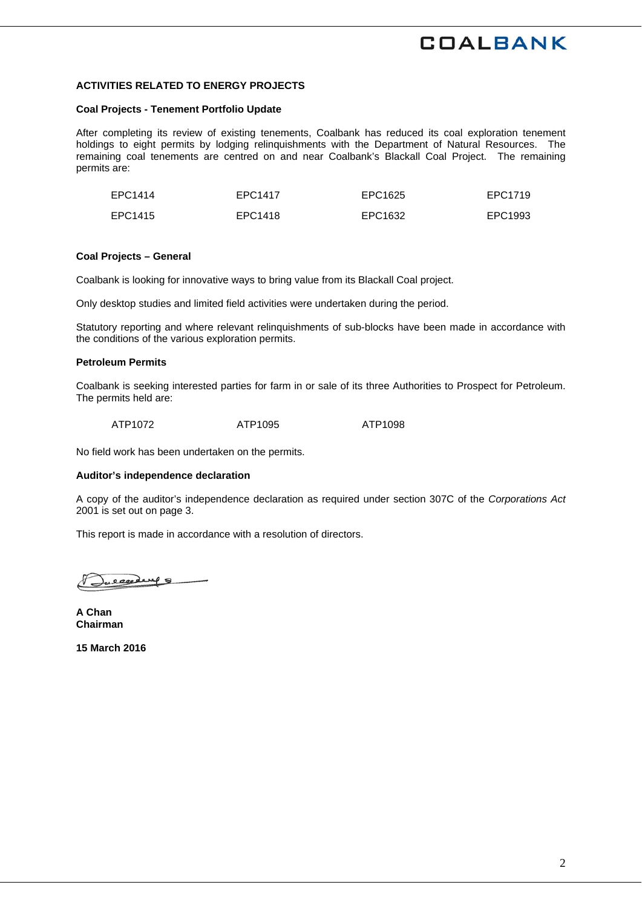## ACTIVITIES RELATED TO ENERGY PROJECTS

### Coal Projects - Tenement Portfolio Update

After completing its review of existing tenements, Coalbank has reduced its coal exploration tenement holdings to eight permits by lodging relinquishments with the Department of Natural Resources. The remaining coal tenements are centred on and near Coalbank's Blackall Coal Project. The remaining permits are:

| | | | |
|---|---|---|---|
| EPC1414 | EPC1417 | EPC1625 | EPC1719 |
| EPC1415 | EPC1418 | EPC1632 | EPC1993 |

### Coal Projects – General

Coalbank is looking for innovative ways to bring value from its Blackall Coal project.

Only desktop studies and limited field activities were undertaken during the period.

Statutory reporting and where relevant relinquishments of sub-blocks have been made in accordance with the conditions of the various exploration permits.

### Petroleum Permits

Coalbank is seeking interested parties for farm in or sale of its three Authorities to Prospect for Petroleum. The permits held are:

| | | |
|---|---|---|
| ATP1072 | ATP1095 | ATP1098 |

No field work has been undertaken on the permits.

### Auditor's independence declaration

A copy of the auditor's independence declaration as required under section 307C of the *Corporations Act* 2001 is set out on page 3.

This report is made in accordance with a resolution of directors.

**A Chan**
**Chairman**

**15 March 2016**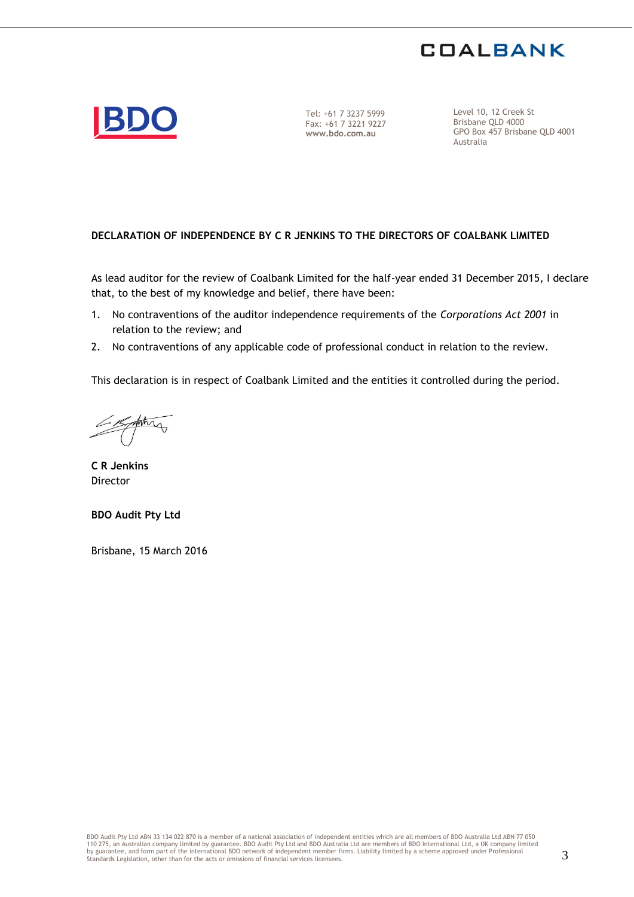Tel: +61 7 3237 5999
Fax: +61 7 3221 9227
www.bdo.com.au

Level 10, 12 Creek St
Brisbane QLD 4000
GPO Box 457 Brisbane QLD 4001
Australia

**DECLARATION OF INDEPENDENCE BY C R JENKINS TO THE DIRECTORS OF COALBANK LIMITED**

As lead auditor for the review of Coalbank Limited for the half-year ended 31 December 2015, I declare that, to the best of my knowledge and belief, there have been:

1. No contraventions of the auditor independence requirements of the *Corporations Act 2001* in relation to the review; and
2. No contraventions of any applicable code of professional conduct in relation to the review.

This declaration is in respect of Coalbank Limited and the entities it controlled during the period.

**C R Jenkins**
Director

**BDO Audit Pty Ltd**

Brisbane, 15 March 2016

BDO Audit Pty Ltd ABN 33 134 022 870 is a member of a national association of independent entities which are all members of BDO Australia Ltd ABN 77 050 110 275, an Australian company limited by guarantee. BDO Audit Pty Ltd and BDO Australia Ltd are members of BDO International Ltd, a UK company limited by guarantee, and form part of the international BDO network of independent member firms. Liability limited by a scheme approved under Professional Standards Legislation, other than for the acts or omissions of financial services licensees.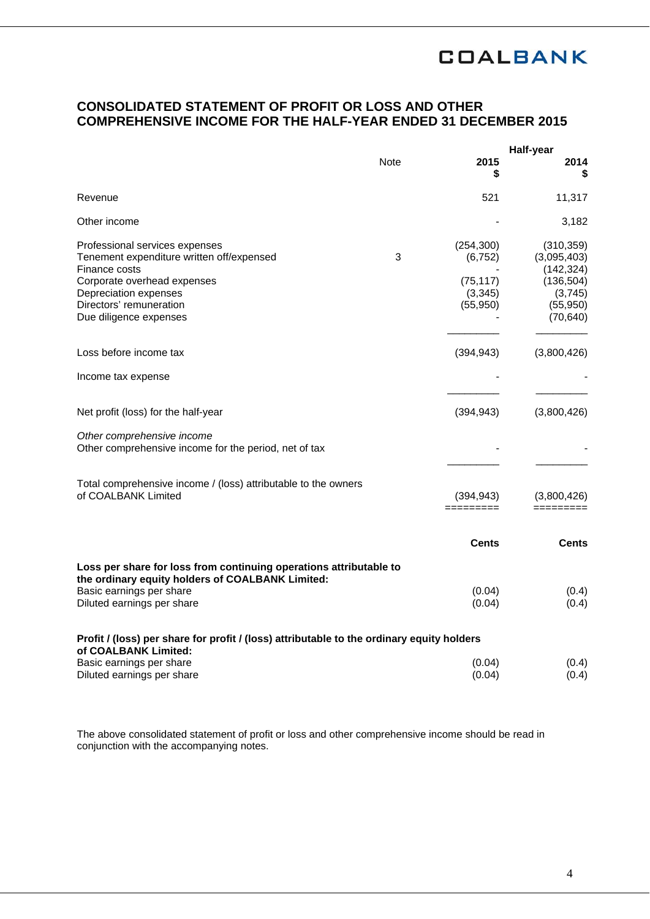## CONSOLIDATED STATEMENT OF PROFIT OR LOSS AND OTHER COMPREHENSIVE INCOME FOR THE HALF-YEAR ENDED 31 DECEMBER 2015

| | Note | Half-year 2015 $ | Half-year 2014 $ |
|---|---|---|---|
| Revenue | | 521 | 11,317 |
| Other income | | - | 3,182 |
| Professional services expenses | | (254,300) | (310,359) |
| Tenement expenditure written off/expensed | 3 | (6,752) | (3,095,403) |
| Finance costs | | - | (142,324) |
| Corporate overhead expenses | | (75,117) | (136,504) |
| Depreciation expenses | | (3,345) | (3,745) |
| Directors' remuneration | | (55,950) | (55,950) |
| Due diligence expenses | | - | (70,640) |
| Loss before income tax | | (394,943) | (3,800,426) |
| Income tax expense | | - | - |
| Net profit (loss) for the half-year | | (394,943) | (3,800,426) |
| *Other comprehensive income* | | | |
| Other comprehensive income for the period, net of tax | | - | - |
| Total comprehensive income / (loss) attributable to the owners of COALBANK Limited | | (394,943) | (3,800,426) |

| | Cents | Cents |
|---|---|---|
| **Loss per share for loss from continuing operations attributable to the ordinary equity holders of COALBANK Limited:** | | |
| Basic earnings per share | (0.04) | (0.4) |
| Diluted earnings per share | (0.04) | (0.4) |
| **Profit / (loss) per share for profit / (loss) attributable to the ordinary equity holders of COALBANK Limited:** | | |
| Basic earnings per share | (0.04) | (0.4) |
| Diluted earnings per share | (0.04) | (0.4) |

The above consolidated statement of profit or loss and other comprehensive income should be read in conjunction with the accompanying notes.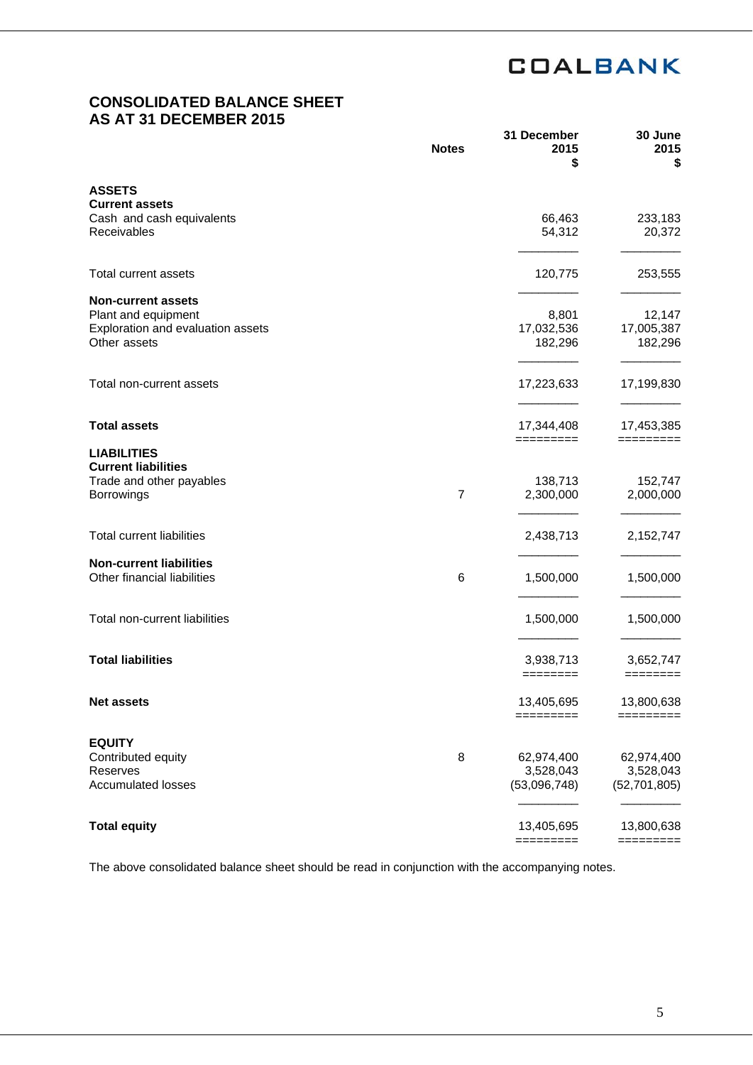COALBANK

# CONSOLIDATED BALANCE SHEET
# AS AT 31 DECEMBER 2015

| | Notes | 31 December 2015 $ | 30 June 2015 $ |
|---|---|---|---|
| **ASSETS** | | | |
| **Current assets** | | | |
| Cash and cash equivalents | | 66,463 | 233,183 |
| Receivables | | 54,312 | 20,372 |
| Total current assets | | 120,775 | 253,555 |
| **Non-current assets** | | | |
| Plant and equipment | | 8,801 | 12,147 |
| Exploration and evaluation assets | | 17,032,536 | 17,005,387 |
| Other assets | | 182,296 | 182,296 |
| Total non-current assets | | 17,223,633 | 17,199,830 |
| **Total assets** | | 17,344,408 | 17,453,385 |
| **LIABILITIES** | | | |
| **Current liabilities** | | | |
| Trade and other payables | | 138,713 | 152,747 |
| Borrowings | 7 | 2,300,000 | 2,000,000 |
| Total current liabilities | | 2,438,713 | 2,152,747 |
| **Non-current liabilities** | | | |
| Other financial liabilities | 6 | 1,500,000 | 1,500,000 |
| Total non-current liabilities | | 1,500,000 | 1,500,000 |
| **Total liabilities** | | 3,938,713 | 3,652,747 |
| **Net assets** | | 13,405,695 | 13,800,638 |
| **EQUITY** | | | |
| Contributed equity | 8 | 62,974,400 | 62,974,400 |
| Reserves | | 3,528,043 | 3,528,043 |
| Accumulated losses | | (53,096,748) | (52,701,805) |
| **Total equity** | | 13,405,695 | 13,800,638 |

The above consolidated balance sheet should be read in conjunction with the accompanying notes.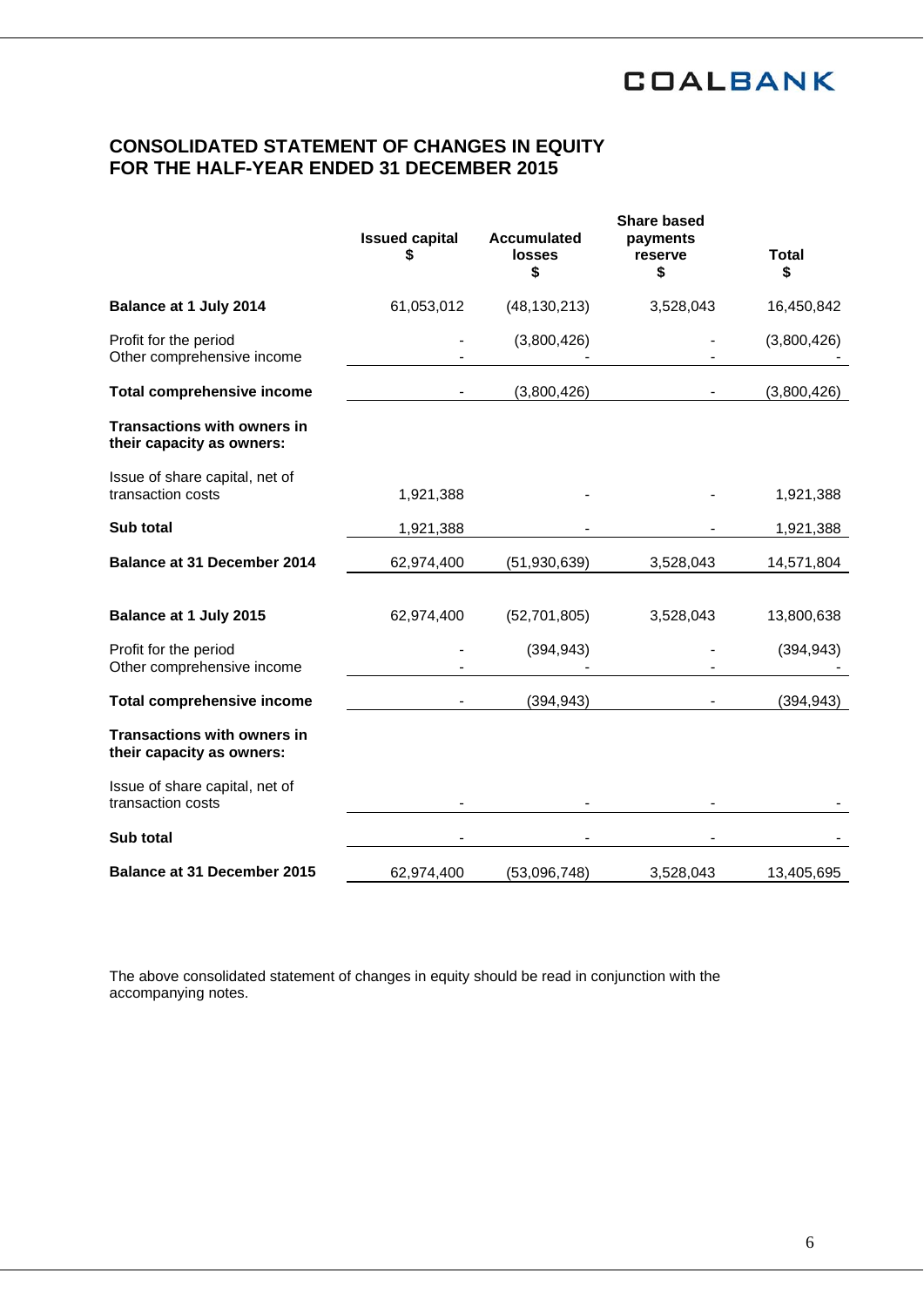# CONSOLIDATED STATEMENT OF CHANGES IN EQUITY
# FOR THE HALF-YEAR ENDED 31 DECEMBER 2015

| | Issued capital $ | Accumulated losses $ | Share based payments reserve $ | Total $ |
|---|---|---|---|---|
| **Balance at 1 July 2014** | 61,053,012 | (48,130,213) | 3,528,043 | 16,450,842 |
| Profit for the period | - | (3,800,426) | - | (3,800,426) |
| Other comprehensive income | - | - | - | - |
| **Total comprehensive income** | - | (3,800,426) | - | (3,800,426) |
| **Transactions with owners in their capacity as owners:** | | | | |
| Issue of share capital, net of transaction costs | 1,921,388 | - | - | 1,921,388 |
| **Sub total** | 1,921,388 | - | - | 1,921,388 |
| **Balance at 31 December 2014** | 62,974,400 | (51,930,639) | 3,528,043 | 14,571,804 |
| | | | | |
| **Balance at 1 July 2015** | 62,974,400 | (52,701,805) | 3,528,043 | 13,800,638 |
| Profit for the period | - | (394,943) | - | (394,943) |
| Other comprehensive income | - | - | - | - |
| **Total comprehensive income** | - | (394,943) | - | (394,943) |
| **Transactions with owners in their capacity as owners:** | | | | |
| Issue of share capital, net of transaction costs | - | - | - | - |
| **Sub total** | - | - | - | - |
| **Balance at 31 December 2015** | 62,974,400 | (53,096,748) | 3,528,043 | 13,405,695 |

The above consolidated statement of changes in equity should be read in conjunction with the accompanying notes.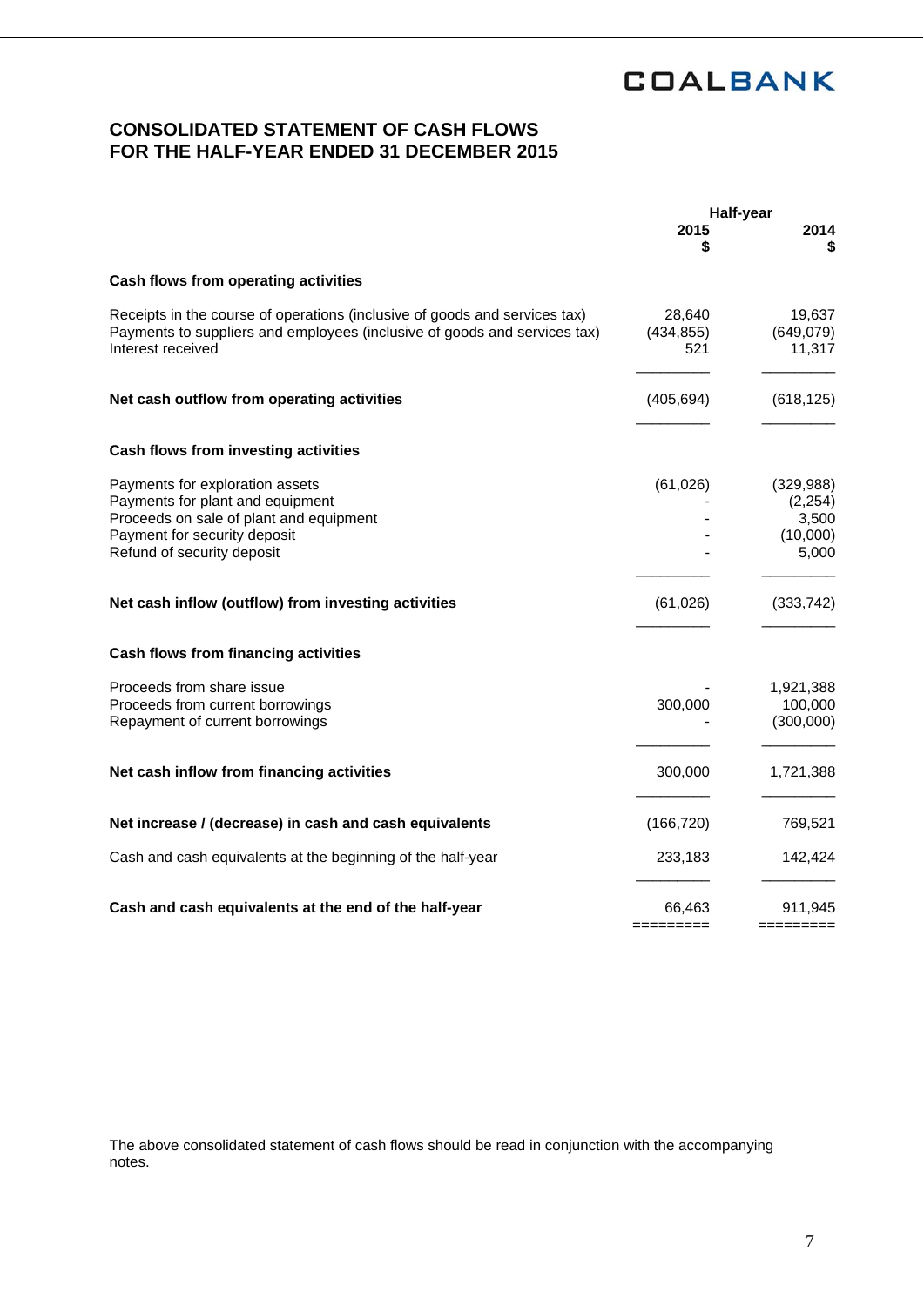COALBANK

# CONSOLIDATED STATEMENT OF CASH FLOWS
# FOR THE HALF-YEAR ENDED 31 DECEMBER 2015

| | Half-year 2015 $ | Half-year 2014 $ |
|---|---|---|
| **Cash flows from operating activities** | | |
| Receipts in the course of operations (inclusive of goods and services tax) | 28,640 | 19,637 |
| Payments to suppliers and employees (inclusive of goods and services tax) | (434,855) | (649,079) |
| Interest received | 521 | 11,317 |
| **Net cash outflow from operating activities** | (405,694) | (618,125) |
| **Cash flows from investing activities** | | |
| Payments for exploration assets | (61,026) | (329,988) |
| Payments for plant and equipment | - | (2,254) |
| Proceeds on sale of plant and equipment | - | 3,500 |
| Payment for security deposit | - | (10,000) |
| Refund of security deposit | - | 5,000 |
| **Net cash inflow (outflow) from investing activities** | (61,026) | (333,742) |
| **Cash flows from financing activities** | | |
| Proceeds from share issue | - | 1,921,388 |
| Proceeds from current borrowings | 300,000 | 100,000 |
| Repayment of current borrowings | - | (300,000) |
| **Net cash inflow from financing activities** | 300,000 | 1,721,388 |
| **Net increase / (decrease) in cash and cash equivalents** | (166,720) | 769,521 |
| Cash and cash equivalents at the beginning of the half-year | 233,183 | 142,424 |
| **Cash and cash equivalents at the end of the half-year** | 66,463 | 911,945 |

The above consolidated statement of cash flows should be read in conjunction with the accompanying notes.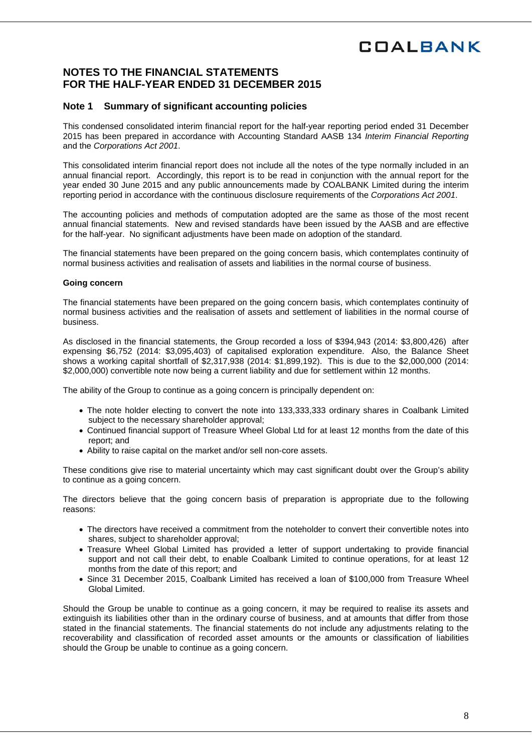# NOTES TO THE FINANCIAL STATEMENTS
# FOR THE HALF-YEAR ENDED 31 DECEMBER 2015

## Note 1 Summary of significant accounting policies

This condensed consolidated interim financial report for the half-year reporting period ended 31 December 2015 has been prepared in accordance with Accounting Standard AASB 134 *Interim Financial Reporting* and the *Corporations Act 2001*.

This consolidated interim financial report does not include all the notes of the type normally included in an annual financial report. Accordingly, this report is to be read in conjunction with the annual report for the year ended 30 June 2015 and any public announcements made by COALBANK Limited during the interim reporting period in accordance with the continuous disclosure requirements of the *Corporations Act 2001*.

The accounting policies and methods of computation adopted are the same as those of the most recent annual financial statements. New and revised standards have been issued by the AASB and are effective for the half-year. No significant adjustments have been made on adoption of the standard.

The financial statements have been prepared on the going concern basis, which contemplates continuity of normal business activities and realisation of assets and liabilities in the normal course of business.

**Going concern**

The financial statements have been prepared on the going concern basis, which contemplates continuity of normal business activities and the realisation of assets and settlement of liabilities in the normal course of business.

As disclosed in the financial statements, the Group recorded a loss of $394,943 (2014: $3,800,426) after expensing $6,752 (2014: $3,095,403) of capitalised exploration expenditure. Also, the Balance Sheet shows a working capital shortfall of $2,317,938 (2014: $1,899,192). This is due to the $2,000,000 (2014: $2,000,000) convertible note now being a current liability and due for settlement within 12 months.

The ability of the Group to continue as a going concern is principally dependent on:

- The note holder electing to convert the note into 133,333,333 ordinary shares in Coalbank Limited subject to the necessary shareholder approval;
- Continued financial support of Treasure Wheel Global Ltd for at least 12 months from the date of this report; and
- Ability to raise capital on the market and/or sell non-core assets.

These conditions give rise to material uncertainty which may cast significant doubt over the Group's ability to continue as a going concern.

The directors believe that the going concern basis of preparation is appropriate due to the following reasons:

- The directors have received a commitment from the noteholder to convert their convertible notes into shares, subject to shareholder approval;
- Treasure Wheel Global Limited has provided a letter of support undertaking to provide financial support and not call their debt, to enable Coalbank Limited to continue operations, for at least 12 months from the date of this report; and
- Since 31 December 2015, Coalbank Limited has received a loan of $100,000 from Treasure Wheel Global Limited.

Should the Group be unable to continue as a going concern, it may be required to realise its assets and extinguish its liabilities other than in the ordinary course of business, and at amounts that differ from those stated in the financial statements. The financial statements do not include any adjustments relating to the recoverability and classification of recorded asset amounts or the amounts or classification of liabilities should the Group be unable to continue as a going concern.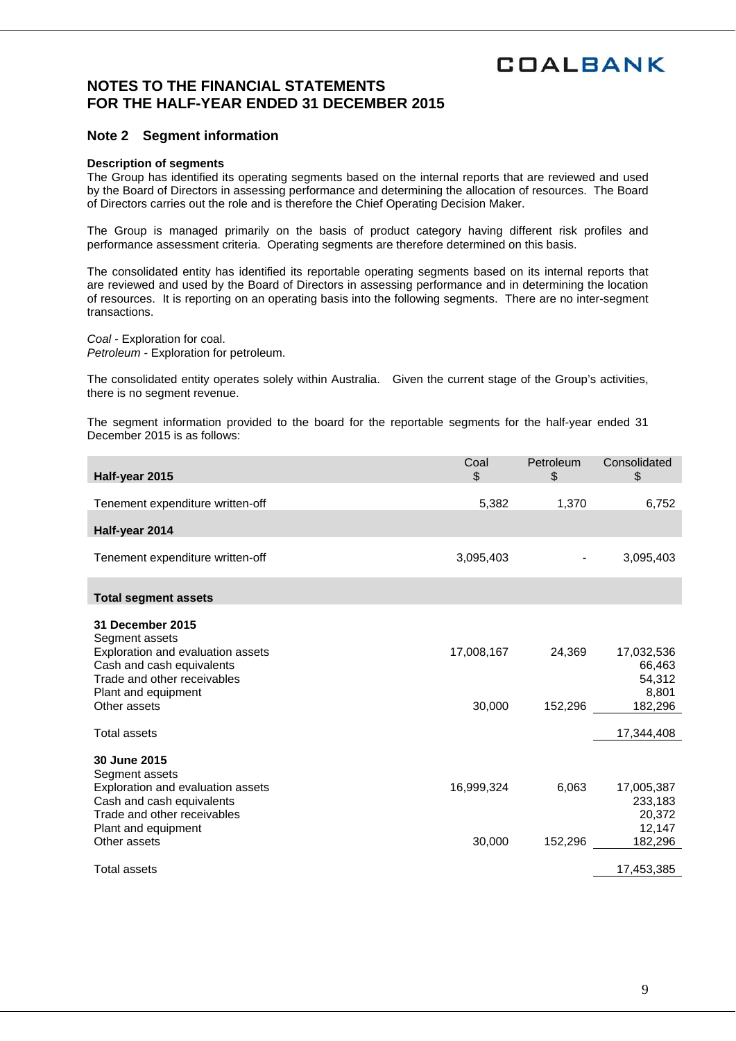# NOTES TO THE FINANCIAL STATEMENTS
# FOR THE HALF-YEAR ENDED 31 DECEMBER 2015

## Note 2 Segment information

**Description of segments**
The Group has identified its operating segments based on the internal reports that are reviewed and used by the Board of Directors in assessing performance and determining the allocation of resources. The Board of Directors carries out the role and is therefore the Chief Operating Decision Maker.

The Group is managed primarily on the basis of product category having different risk profiles and performance assessment criteria. Operating segments are therefore determined on this basis.

The consolidated entity has identified its reportable operating segments based on its internal reports that are reviewed and used by the Board of Directors in assessing performance and in determining the location of resources. It is reporting on an operating basis into the following segments. There are no inter-segment transactions.

*Coal* - Exploration for coal.
*Petroleum* - Exploration for petroleum.

The consolidated entity operates solely within Australia. Given the current stage of the Group's activities, there is no segment revenue.

The segment information provided to the board for the reportable segments for the half-year ended 31 December 2015 is as follows:

| **Half-year 2015** | Coal $ | Petroleum $ | Consolidated $ |
|---|---|---|---|
| Tenement expenditure written-off | 5,382 | 1,370 | 6,752 |
| **Half-year 2014** | | | |
| Tenement expenditure written-off | 3,095,403 | - | 3,095,403 |
| **Total segment assets** | | | |
| **31 December 2015** | | | |
| Segment assets | | | |
| Exploration and evaluation assets | 17,008,167 | 24,369 | 17,032,536 |
| Cash and cash equivalents | | | 66,463 |
| Trade and other receivables | | | 54,312 |
| Plant and equipment | | | 8,801 |
| Other assets | 30,000 | 152,296 | 182,296 |
| Total assets | | | 17,344,408 |
| **30 June 2015** | | | |
| Segment assets | | | |
| Exploration and evaluation assets | 16,999,324 | 6,063 | 17,005,387 |
| Cash and cash equivalents | | | 233,183 |
| Trade and other receivables | | | 20,372 |
| Plant and equipment | | | 12,147 |
| Other assets | 30,000 | 152,296 | 182,296 |
| Total assets | | | 17,453,385 |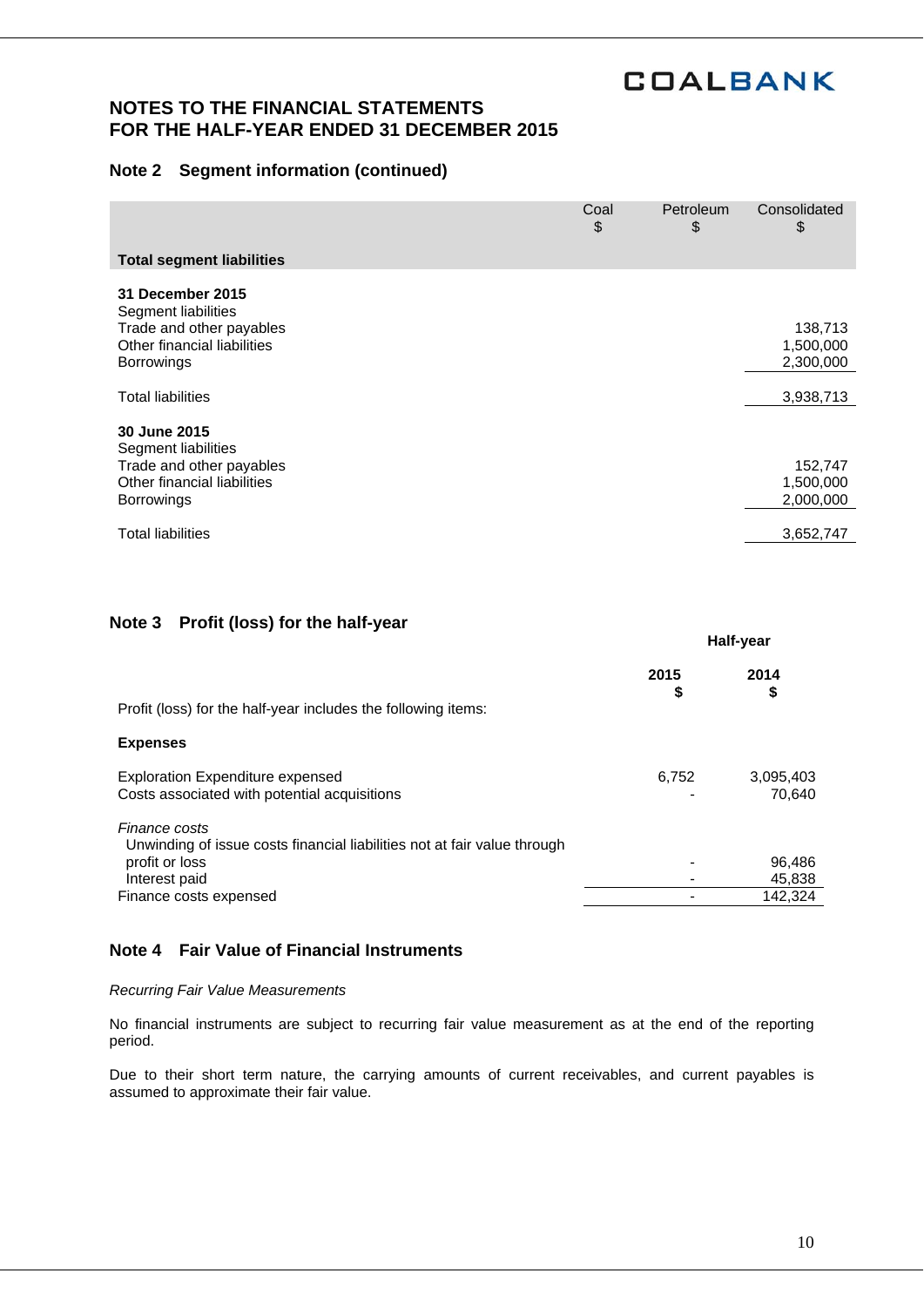# NOTES TO THE FINANCIAL STATEMENTS
# FOR THE HALF-YEAR ENDED 31 DECEMBER 2015

## Note 2 Segment information (continued)

| Total segment liabilities | Coal $ | Petroleum $ | Consolidated $ |
|---|---|---|---|
| **31 December 2015** | | | |
| Segment liabilities | | | |
| Trade and other payables | | | 138,713 |
| Other financial liabilities | | | 1,500,000 |
| Borrowings | | | 2,300,000 |
| Total liabilities | | | 3,938,713 |
| **30 June 2015** | | | |
| Segment liabilities | | | |
| Trade and other payables | | | 152,747 |
| Other financial liabilities | | | 1,500,000 |
| Borrowings | | | 2,000,000 |
| Total liabilities | | | 3,652,747 |

## Note 3 Profit (loss) for the half-year

| | Half-year | |
|---|---|---|
| | **2015 $** | **2014 $** |
| Profit (loss) for the half-year includes the following items: | | |
| **Expenses** | | |
| Exploration Expenditure expensed | 6,752 | 3,095,403 |
| Costs associated with potential acquisitions | - | 70,640 |
| *Finance costs* | | |
| Unwinding of issue costs financial liabilities not at fair value through profit or loss | - | 96,486 |
| Interest paid | - | 45,838 |
| Finance costs expensed | - | 142,324 |

## Note 4 Fair Value of Financial Instruments

*Recurring Fair Value Measurements*

No financial instruments are subject to recurring fair value measurement as at the end of the reporting period.

Due to their short term nature, the carrying amounts of current receivables, and current payables is assumed to approximate their fair value.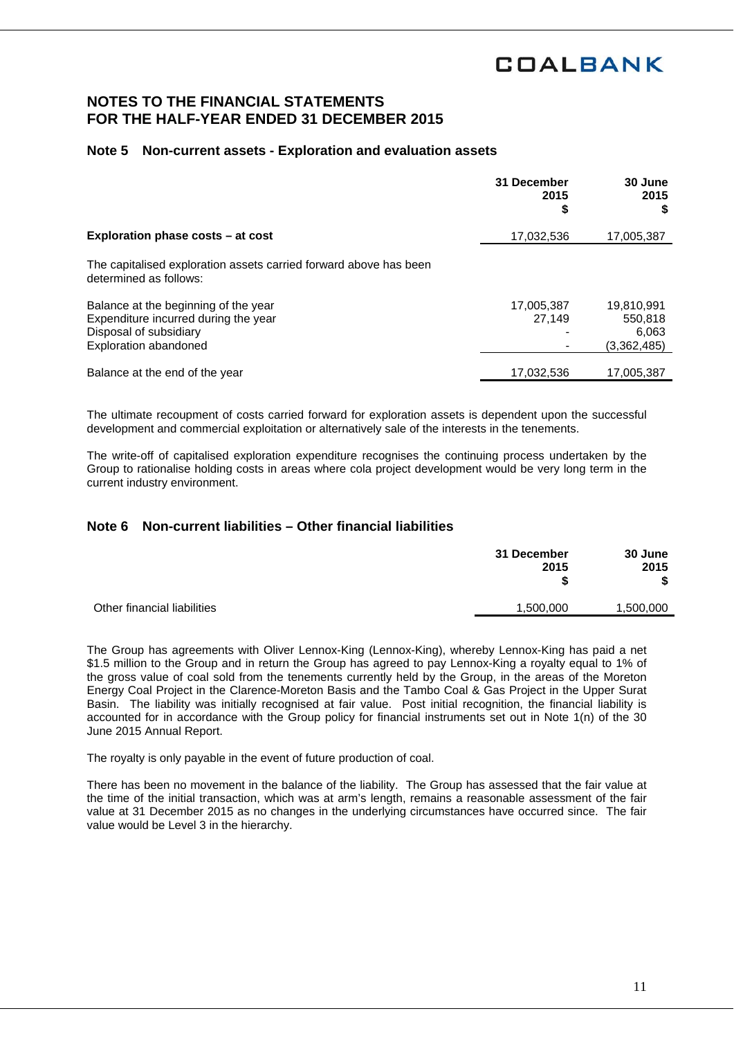# NOTES TO THE FINANCIAL STATEMENTS
# FOR THE HALF-YEAR ENDED 31 DECEMBER 2015

## Note 5 Non-current assets - Exploration and evaluation assets

| | 31 December 2015 $ | 30 June 2015 $ |
|---|---|---|
| **Exploration phase costs – at cost** | 17,032,536 | 17,005,387 |
| The capitalised exploration assets carried forward above has been determined as follows: | | |
| Balance at the beginning of the year | 17,005,387 | 19,810,991 |
| Expenditure incurred during the year | 27,149 | 550,818 |
| Disposal of subsidiary | - | 6,063 |
| Exploration abandoned | - | (3,362,485) |
| Balance at the end of the year | 17,032,536 | 17,005,387 |

The ultimate recoupment of costs carried forward for exploration assets is dependent upon the successful development and commercial exploitation or alternatively sale of the interests in the tenements.

The write-off of capitalised exploration expenditure recognises the continuing process undertaken by the Group to rationalise holding costs in areas where cola project development would be very long term in the current industry environment.

## Note 6 Non-current liabilities – Other financial liabilities

| | 31 December 2015 $ | 30 June 2015 $ |
|---|---|---|
| Other financial liabilities | 1,500,000 | 1,500,000 |

The Group has agreements with Oliver Lennox-King (Lennox-King), whereby Lennox-King has paid a net $1.5 million to the Group and in return the Group has agreed to pay Lennox-King a royalty equal to 1% of the gross value of coal sold from the tenements currently held by the Group, in the areas of the Moreton Energy Coal Project in the Clarence-Moreton Basis and the Tambo Coal & Gas Project in the Upper Surat Basin. The liability was initially recognised at fair value. Post initial recognition, the financial liability is accounted for in accordance with the Group policy for financial instruments set out in Note 1(n) of the 30 June 2015 Annual Report.

The royalty is only payable in the event of future production of coal.

There has been no movement in the balance of the liability. The Group has assessed that the fair value at the time of the initial transaction, which was at arm's length, remains a reasonable assessment of the fair value at 31 December 2015 as no changes in the underlying circumstances have occurred since. The fair value would be Level 3 in the hierarchy.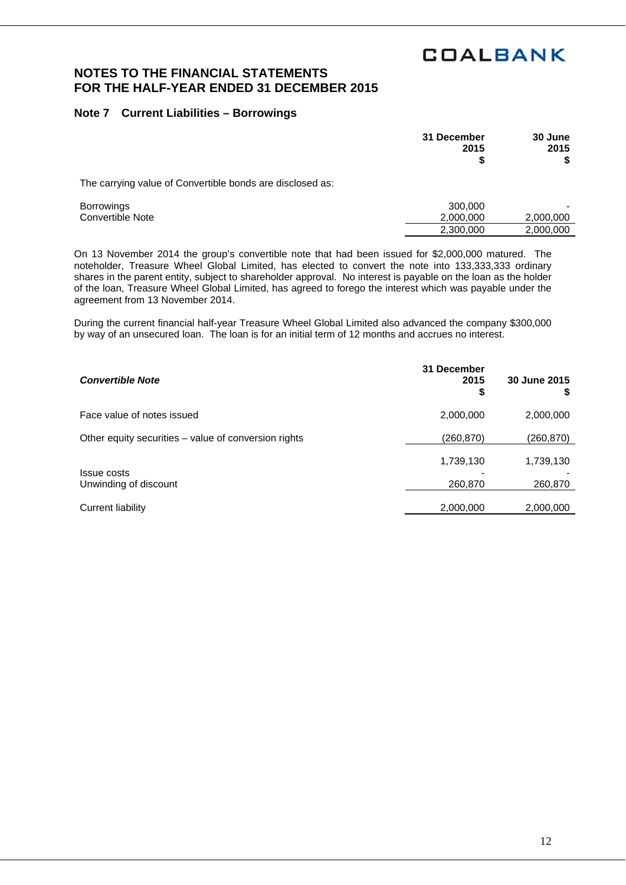## NOTES TO THE FINANCIAL STATEMENTS FOR THE HALF-YEAR ENDED 31 DECEMBER 2015

### Note 7 Current Liabilities – Borrowings

| | 31 December 2015 $ | 30 June 2015 $ |
|---|---|---|
| The carrying value of Convertible bonds are disclosed as: | | |
| Borrowings | 300,000 | - |
| Convertible Note | 2,000,000 | 2,000,000 |
| | 2,300,000 | 2,000,000 |

On 13 November 2014 the group's convertible note that had been issued for $2,000,000 matured. The noteholder, Treasure Wheel Global Limited, has elected to convert the note into 133,333,333 ordinary shares in the parent entity, subject to shareholder approval. No interest is payable on the loan as the holder of the loan, Treasure Wheel Global Limited, has agreed to forego the interest which was payable under the agreement from 13 November 2014.

During the current financial half-year Treasure Wheel Global Limited also advanced the company $300,000 by way of an unsecured loan. The loan is for an initial term of 12 months and accrues no interest.

| ***Convertible Note*** | 31 December 2015 $ | 30 June 2015 $ |
|---|---|---|
| Face value of notes issued | 2,000,000 | 2,000,000 |
| Other equity securities – value of conversion rights | (260,870) | (260,870) |
| | 1,739,130 | 1,739,130 |
| Issue costs | - | - |
| Unwinding of discount | 260,870 | 260,870 |
| Current liability | 2,000,000 | 2,000,000 |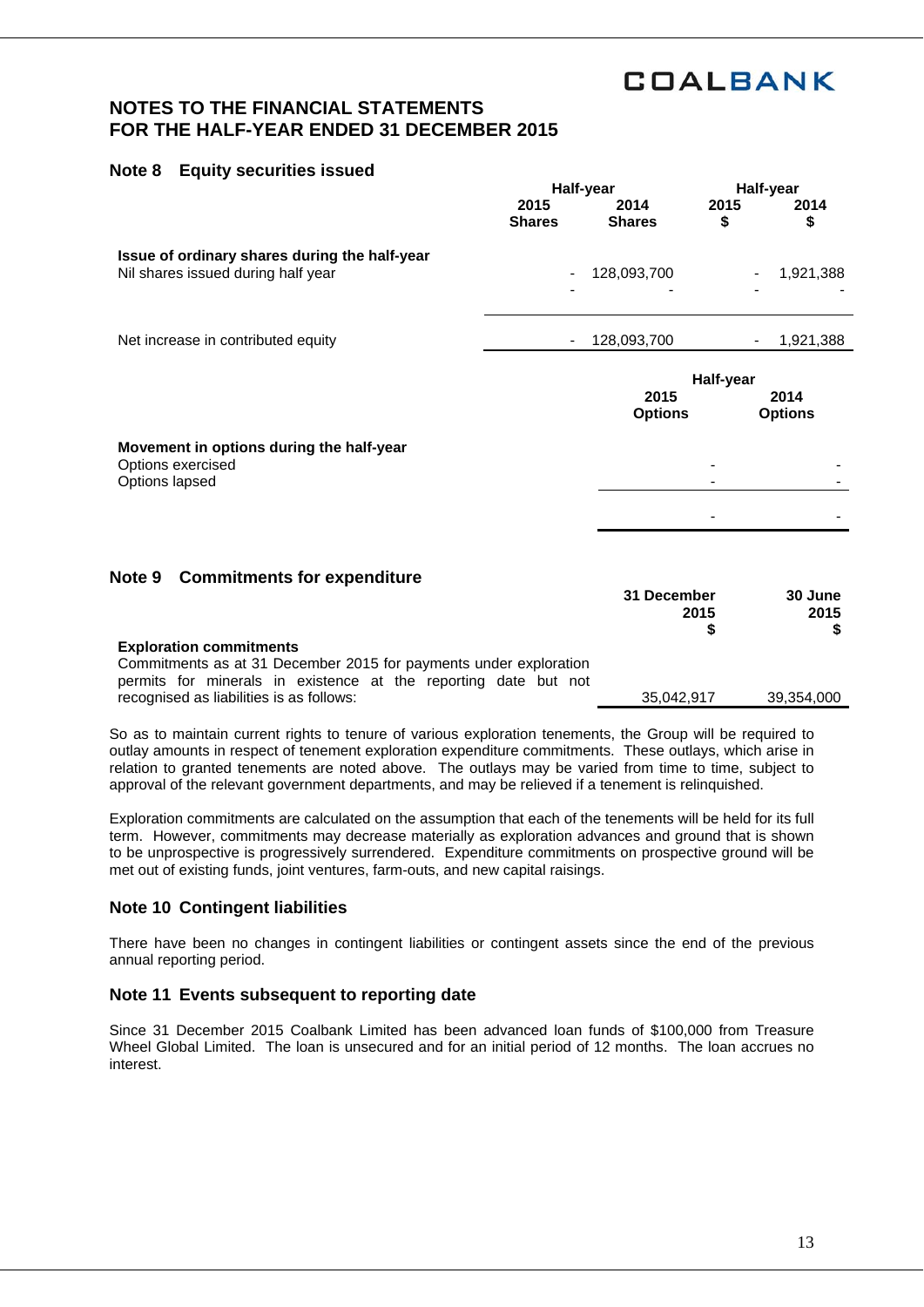COALBANK

# NOTES TO THE FINANCIAL STATEMENTS
# FOR THE HALF-YEAR ENDED 31 DECEMBER 2015

## Note 8 Equity securities issued

| | Half-year | | Half-year | |
|---|---|---|---|---|
| | 2015 Shares | 2014 Shares | 2015 $ | 2014 $ |
| **Issue of ordinary shares during the half-year** | | | | |
| Nil shares issued during half year | - | 128,093,700 | - | 1,921,388 |
| | - | - | - | - |
| Net increase in contributed equity | - | 128,093,700 | - | 1,921,388 |

| | Half-year | |
|---|---|---|
| | 2015 Options | 2014 Options |
| **Movement in options during the half-year** | | |
| Options exercised | - | - |
| Options lapsed | - | - |
| | - | - |

## Note 9 Commitments for expenditure

| | 31 December 2015 $ | 30 June 2015 $ |
|---|---|---|
| **Exploration commitments** | | |
| Commitments as at 31 December 2015 for payments under exploration permits for minerals in existence at the reporting date but not recognised as liabilities is as follows: | 35,042,917 | 39,354,000 |

So as to maintain current rights to tenure of various exploration tenements, the Group will be required to outlay amounts in respect of tenement exploration expenditure commitments. These outlays, which arise in relation to granted tenements are noted above. The outlays may be varied from time to time, subject to approval of the relevant government departments, and may be relieved if a tenement is relinquished.

Exploration commitments are calculated on the assumption that each of the tenements will be held for its full term. However, commitments may decrease materially as exploration advances and ground that is shown to be unprospective is progressively surrendered. Expenditure commitments on prospective ground will be met out of existing funds, joint ventures, farm-outs, and new capital raisings.

## Note 10 Contingent liabilities

There have been no changes in contingent liabilities or contingent assets since the end of the previous annual reporting period.

## Note 11 Events subsequent to reporting date

Since 31 December 2015 Coalbank Limited has been advanced loan funds of $100,000 from Treasure Wheel Global Limited. The loan is unsecured and for an initial period of 12 months. The loan accrues no interest.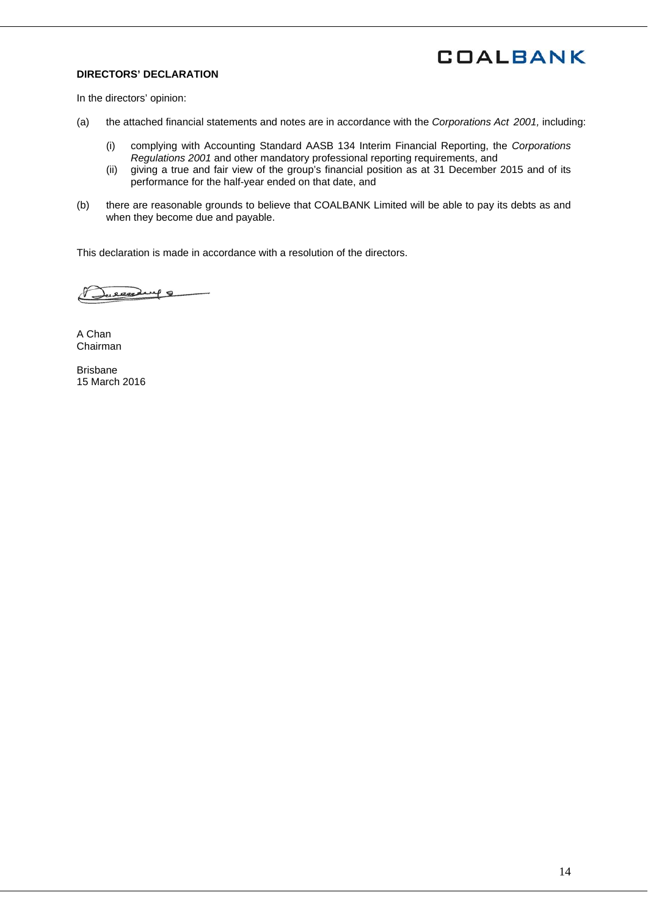**DIRECTORS' DECLARATION**

In the directors' opinion:

(a) the attached financial statements and notes are in accordance with the *Corporations Act 2001,* including:

  (i) complying with Accounting Standard AASB 134 Interim Financial Reporting, the *Corporations Regulations 2001* and other mandatory professional reporting requirements, and

  (ii) giving a true and fair view of the group's financial position as at 31 December 2015 and of its performance for the half-year ended on that date, and

(b) there are reasonable grounds to believe that COALBANK Limited will be able to pay its debts as and when they become due and payable.

This declaration is made in accordance with a resolution of the directors.

A Chan
Chairman

Brisbane
15 March 2016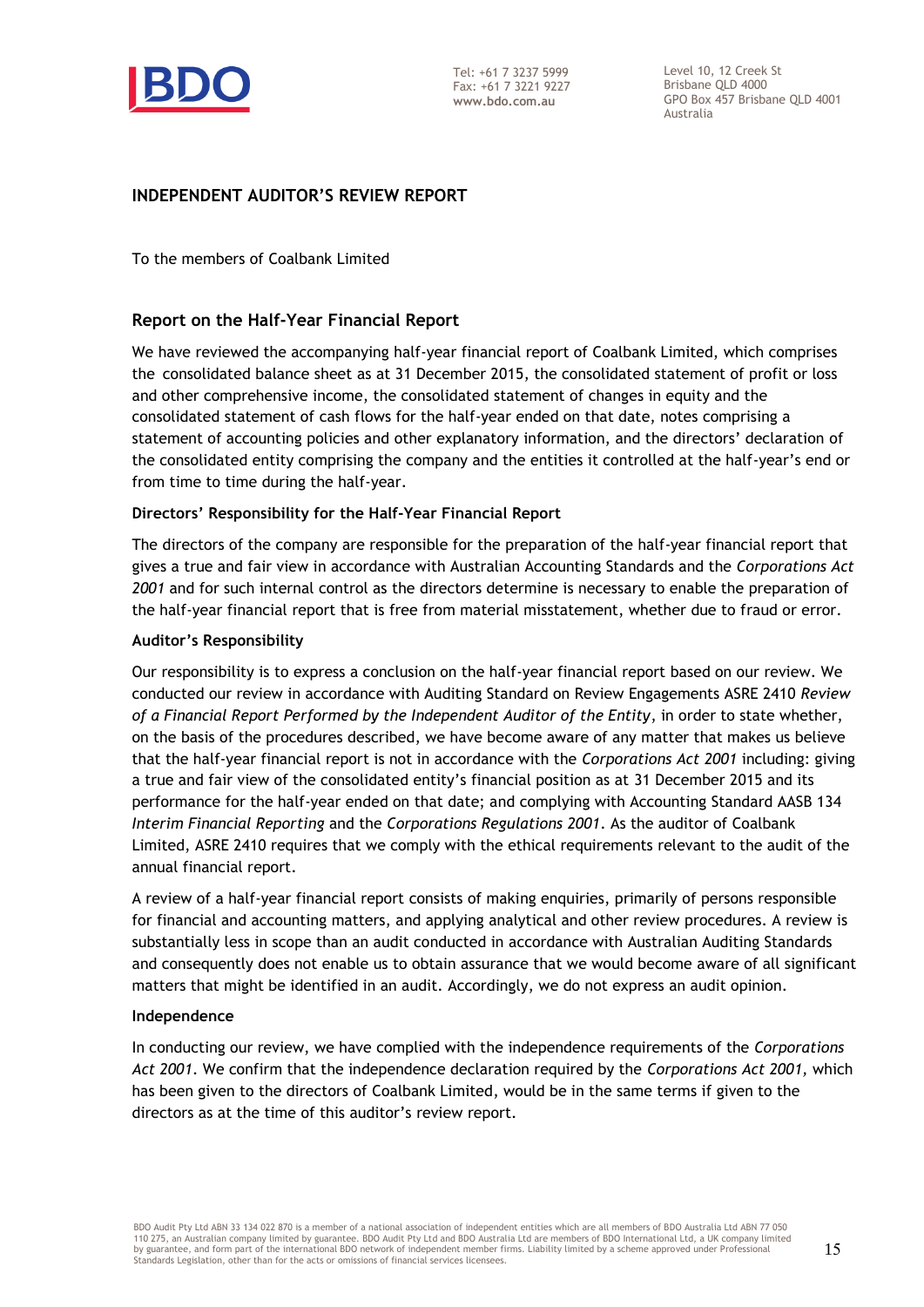# INDEPENDENT AUDITOR'S REVIEW REPORT

To the members of Coalbank Limited

## Report on the Half-Year Financial Report

We have reviewed the accompanying half-year financial report of Coalbank Limited, which comprises the consolidated balance sheet as at 31 December 2015, the consolidated statement of profit or loss and other comprehensive income, the consolidated statement of changes in equity and the consolidated statement of cash flows for the half-year ended on that date, notes comprising a statement of accounting policies and other explanatory information, and the directors' declaration of the consolidated entity comprising the company and the entities it controlled at the half-year's end or from time to time during the half-year.

### Directors' Responsibility for the Half-Year Financial Report

The directors of the company are responsible for the preparation of the half-year financial report that gives a true and fair view in accordance with Australian Accounting Standards and the *Corporations Act 2001* and for such internal control as the directors determine is necessary to enable the preparation of the half-year financial report that is free from material misstatement, whether due to fraud or error.

### Auditor's Responsibility

Our responsibility is to express a conclusion on the half-year financial report based on our review. We conducted our review in accordance with Auditing Standard on Review Engagements ASRE 2410 *Review of a Financial Report Performed by the Independent Auditor of the Entity*, in order to state whether, on the basis of the procedures described, we have become aware of any matter that makes us believe that the half-year financial report is not in accordance with the *Corporations Act 2001* including: giving a true and fair view of the consolidated entity's financial position as at 31 December 2015 and its performance for the half-year ended on that date; and complying with Accounting Standard AASB 134 *Interim Financial Reporting* and the *Corporations Regulations 2001*. As the auditor of Coalbank Limited, ASRE 2410 requires that we comply with the ethical requirements relevant to the audit of the annual financial report.

A review of a half-year financial report consists of making enquiries, primarily of persons responsible for financial and accounting matters, and applying analytical and other review procedures. A review is substantially less in scope than an audit conducted in accordance with Australian Auditing Standards and consequently does not enable us to obtain assurance that we would become aware of all significant matters that might be identified in an audit. Accordingly, we do not express an audit opinion.

### Independence

In conducting our review, we have complied with the independence requirements of the *Corporations Act 2001*. We confirm that the independence declaration required by the *Corporations Act 2001*, which has been given to the directors of Coalbank Limited, would be in the same terms if given to the directors as at the time of this auditor's review report.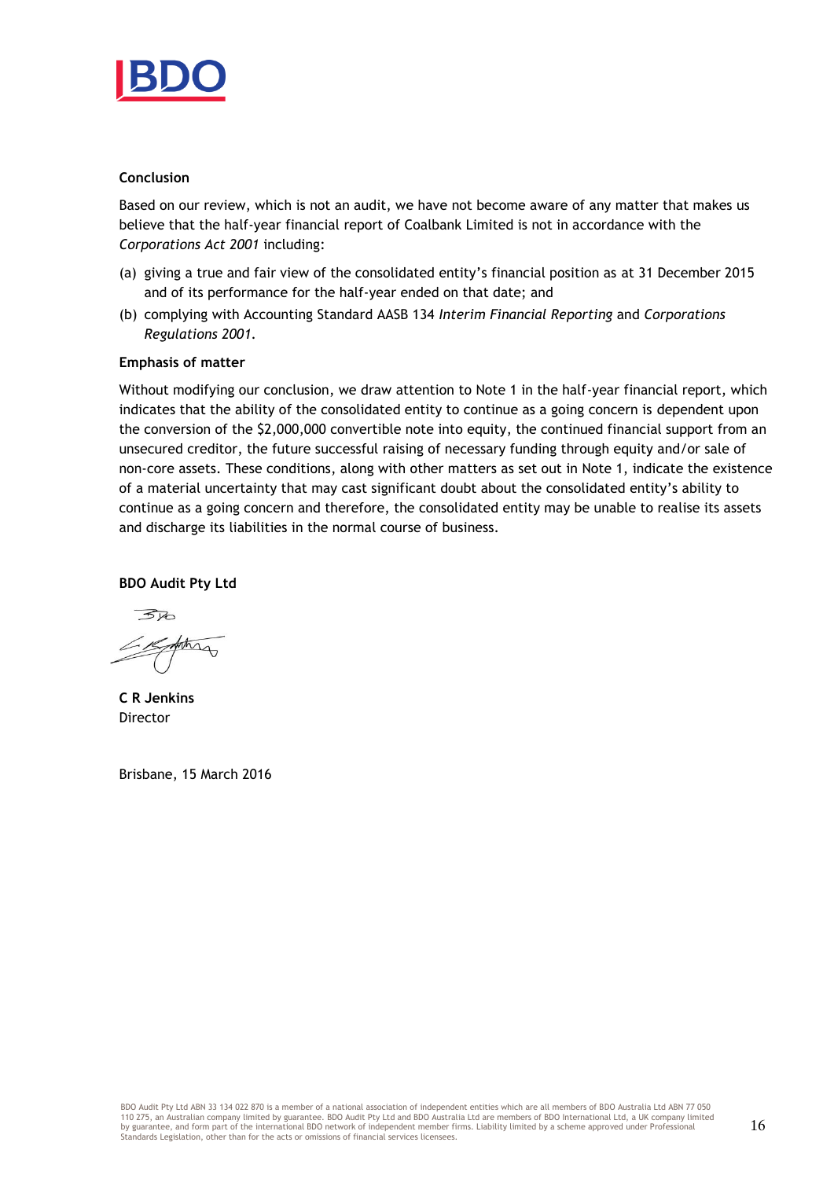**Conclusion**

Based on our review, which is not an audit, we have not become aware of any matter that makes us believe that the half-year financial report of Coalbank Limited is not in accordance with the *Corporations Act 2001* including:

(a) giving a true and fair view of the consolidated entity's financial position as at 31 December 2015 and of its performance for the half-year ended on that date; and

(b) complying with Accounting Standard AASB 134 *Interim Financial Reporting* and *Corporations Regulations 2001.*

**Emphasis of matter**

Without modifying our conclusion, we draw attention to Note 1 in the half-year financial report, which indicates that the ability of the consolidated entity to continue as a going concern is dependent upon the conversion of the $2,000,000 convertible note into equity, the continued financial support from an unsecured creditor, the future successful raising of necessary funding through equity and/or sale of non-core assets. These conditions, along with other matters as set out in Note 1, indicate the existence of a material uncertainty that may cast significant doubt about the consolidated entity's ability to continue as a going concern and therefore, the consolidated entity may be unable to realise its assets and discharge its liabilities in the normal course of business.

**BDO Audit Pty Ltd**

**C R Jenkins**
Director

Brisbane, 15 March 2016

BDO Audit Pty Ltd ABN 33 134 022 870 is a member of a national association of independent entities which are all members of BDO Australia Ltd ABN 77 050 110 275, an Australian company limited by guarantee. BDO Audit Pty Ltd and BDO Australia Ltd are members of BDO International Ltd, a UK company limited by guarantee, and form part of the international BDO network of independent member firms. Liability limited by a scheme approved under Professional Standards Legislation, other than for the acts or omissions of financial services licensees.